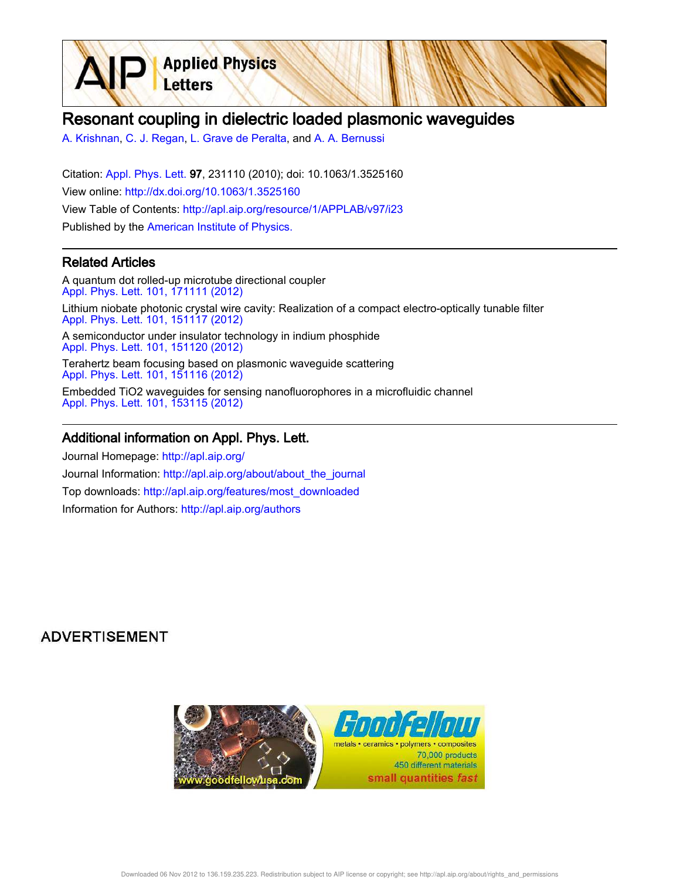# Resonant coupling in dielectric loaded plasmonic waveguides

A. Krishnan, C. J. Regan, L. Grave de Peralta, and A. A. Bernussi

Citation: Appl. Phys. Lett. **97**, 231110 (2010); doi: 10.1063/1.3525160

View online: http://dx.doi.org/10.1063/1.3525160

View Table of Contents: http://apl.aip.org/resource/1/APPLAB/v97/i23

Published by the American Institute of Physics.

## Related Articles

A quantum dot rolled-up microtube directional coupler
Appl. Phys. Lett. 101, 171111 (2012)

Lithium niobate photonic crystal wire cavity: Realization of a compact electro-optically tunable filter
Appl. Phys. Lett. 101, 151117 (2012)

A semiconductor under insulator technology in indium phosphide
Appl. Phys. Lett. 101, 151120 (2012)

Terahertz beam focusing based on plasmonic waveguide scattering
Appl. Phys. Lett. 101, 151116 (2012)

Embedded TiO2 waveguides for sensing nanofluorophores in a microfluidic channel
Appl. Phys. Lett. 101, 153115 (2012)

## Additional information on Appl. Phys. Lett.

Journal Homepage: http://apl.aip.org/

Journal Information: http://apl.aip.org/about/about_the_journal

Top downloads: http://apl.aip.org/features/most_downloaded

Information for Authors: http://apl.aip.org/authors

ADVERTISEMENT

Goodfellow
metals • ceramics • polymers • composites
70,000 products
450 different materials
small quantities fast
www.goodfellowusa.com

Downloaded 06 Nov 2012 to 136.159.235.223. Redistribution subject to AIP license or copyright; see http://apl.aip.org/about/rights_and_permissions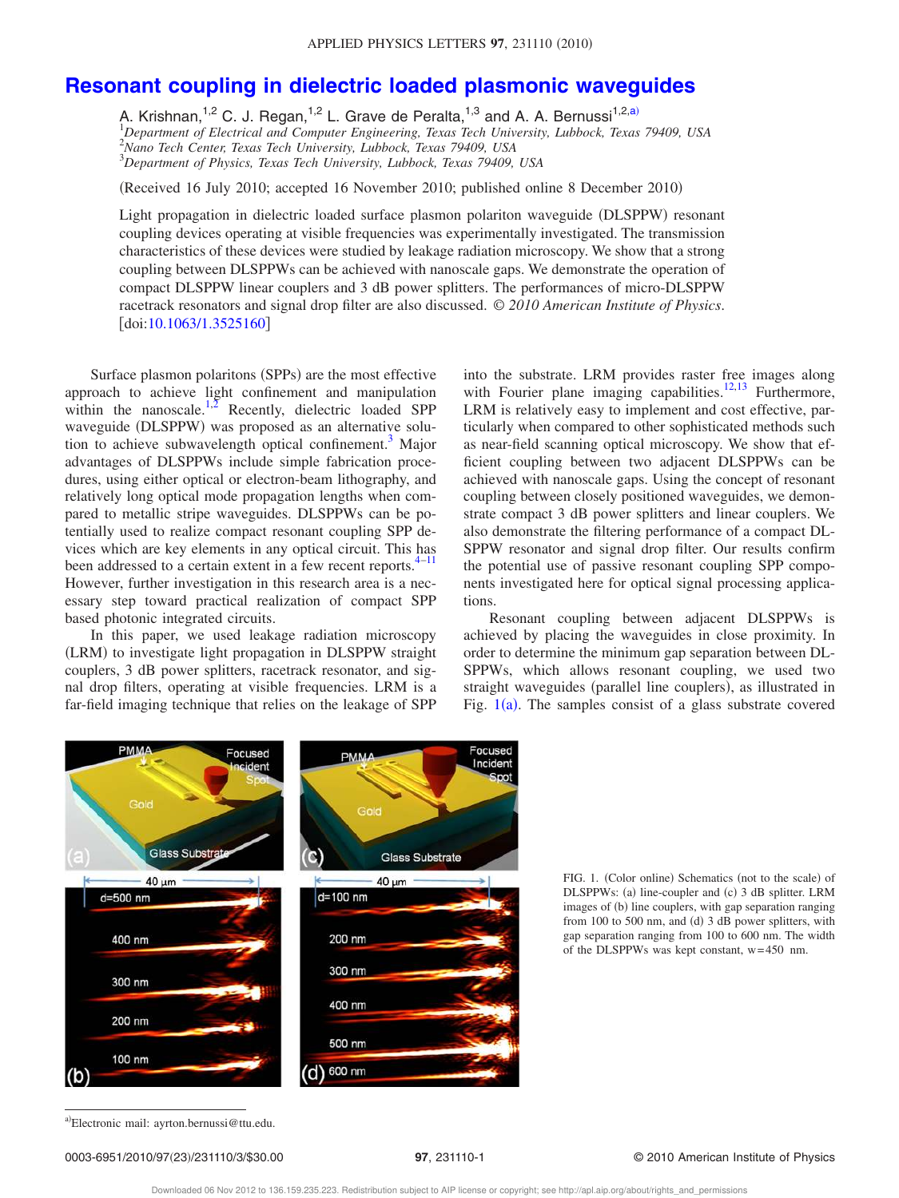# Resonant coupling in dielectric loaded plasmonic waveguides

A. Krishnan,[1,2] C. J. Regan,[1,2] L. Grave de Peralta,[1,3] and A. A. Bernussi[1,2,a)]

[1]Department of Electrical and Computer Engineering, Texas Tech University, Lubbock, Texas 79409, USA
[2]Nano Tech Center, Texas Tech University, Lubbock, Texas 79409, USA
[3]Department of Physics, Texas Tech University, Lubbock, Texas 79409, USA

(Received 16 July 2010; accepted 16 November 2010; published online 8 December 2010)

Light propagation in dielectric loaded surface plasmon polariton waveguide (DLSPPW) resonant coupling devices operating at visible frequencies was experimentally investigated. The transmission characteristics of these devices were studied by leakage radiation microscopy. We show that a strong coupling between DLSPPWs can be achieved with nanoscale gaps. We demonstrate the operation of compact DLSPPW linear couplers and 3 dB power splitters. The performances of micro-DLSPPW racetrack resonators and signal drop filter are also discussed. © 2010 American Institute of Physics. [doi:10.1063/1.3525160]

Surface plasmon polaritons (SPPs) are the most effective approach to achieve light confinement and manipulation within the nanoscale.[1,2] Recently, dielectric loaded SPP waveguide (DLSPPW) was proposed as an alternative solution to achieve subwavelength optical confinement.[3] Major advantages of DLSPPWs include simple fabrication procedures, using either optical or electron-beam lithography, and relatively long optical mode propagation lengths when compared to metallic stripe waveguides. DLSPPWs can be potentially used to realize compact resonant coupling SPP devices which are key elements in any optical circuit. This has been addressed to a certain extent in a few recent reports.[4–11] However, further investigation in this research area is a necessary step toward practical realization of compact SPP based photonic integrated circuits.

In this paper, we used leakage radiation microscopy (LRM) to investigate light propagation in DLSPPW straight couplers, 3 dB power splitters, racetrack resonator, and signal drop filters, operating at visible frequencies. LRM is a far-field imaging technique that relies on the leakage of SPP into the substrate. LRM provides raster free images along with Fourier plane imaging capabilities.[12,13] Furthermore, LRM is relatively easy to implement and cost effective, particularly when compared to other sophisticated methods such as near-field scanning optical microscopy. We show that efficient coupling between two adjacent DLSPPWs can be achieved with nanoscale gaps. Using the concept of resonant coupling between closely positioned waveguides, we demonstrate compact 3 dB power splitters and linear couplers. We also demonstrate the filtering performance of a compact DLSPPW resonator and signal drop filter. Our results confirm the potential use of passive resonant coupling SPP components investigated here for optical signal processing applications.

Resonant coupling between adjacent DLSPPWs is achieved by placing the waveguides in close proximity. In order to determine the minimum gap separation between DLSPPWs, which allows resonant coupling, we used two straight waveguides (parallel line couplers), as illustrated in Fig. 1(a). The samples consist of a glass substrate covered

FIG. 1. (Color online) Schematics (not to the scale) of DLSPPWs: (a) line-coupler and (c) 3 dB splitter. LRM images of (b) line couplers, with gap separation ranging from 100 to 500 nm, and (d) 3 dB power splitters, with gap separation ranging from 100 to 600 nm. The width of the DLSPPWs was kept constant, w=450 nm.

a)Electronic mail: ayrton.bernussi@ttu.edu.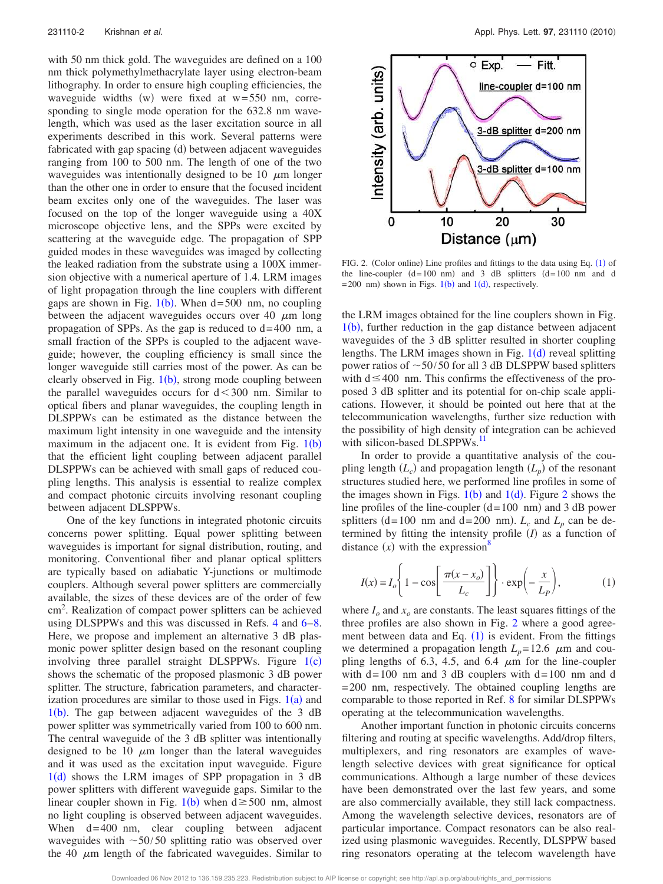with 50 nm thick gold. The waveguides are defined on a 100 nm thick polymethylmethacrylate layer using electron-beam lithography. In order to ensure high coupling efficiencies, the waveguide widths (w) were fixed at w=550 nm, corresponding to single mode operation for the 632.8 nm wavelength, which was used as the laser excitation source in all experiments described in this work. Several patterns were fabricated with gap spacing (d) between adjacent waveguides ranging from 100 to 500 nm. The length of one of the two waveguides was intentionally designed to be 10 $\mu$m longer than the other one in order to ensure that the focused incident beam excites only one of the waveguides. The laser was focused on the top of the longer waveguide using a 40X microscope objective lens, and the SPPs were excited by scattering at the waveguide edge. The propagation of SPP guided modes in these waveguides was imaged by collecting the leaked radiation from the substrate using a 100X immersion objective with a numerical aperture of 1.4. LRM images of light propagation through the line couplers with different gaps are shown in Fig. 1(b). When d=500 nm, no coupling between the adjacent waveguides occurs over 40 $\mu$m long propagation of SPPs. As the gap is reduced to d=400 nm, a small fraction of the SPPs is coupled to the adjacent waveguide; however, the coupling efficiency is small since the longer waveguide still carries most of the power. As can be clearly observed in Fig. 1(b), strong mode coupling between the parallel waveguides occurs for d<300 nm. Similar to optical fibers and planar waveguides, the coupling length in DLSPPWs can be estimated as the distance between the maximum light intensity in one waveguide and the intensity maximum in the adjacent one. It is evident from Fig. 1(b) that the efficient light coupling between adjacent parallel DLSPPWs can be achieved with small gaps of reduced coupling lengths. This analysis is essential to realize complex and compact photonic circuits involving resonant coupling between adjacent DLSPPWs.

One of the key functions in integrated photonic circuits concerns power splitting. Equal power splitting between waveguides is important for signal distribution, routing, and monitoring. Conventional fiber and planar optical splitters are typically based on adiabatic Y-junctions or multimode couplers. Although several power splitters are commercially available, the sizes of these devices are of the order of few cm$^2$. Realization of compact power splitters can be achieved using DLSPPWs and this was discussed in Refs. 4 and 6–8. Here, we propose and implement an alternative 3 dB plasmonic power splitter design based on the resonant coupling involving three parallel straight DLSPPWs. Figure 1(c) shows the schematic of the proposed plasmonic 3 dB power splitter. The structure, fabrication parameters, and characterization procedures are similar to those used in Figs. 1(a) and 1(b). The gap between adjacent waveguides of the 3 dB power splitter was symmetrically varied from 100 to 600 nm. The central waveguide of the 3 dB splitter was intentionally designed to be 10 $\mu$m longer than the lateral waveguides and it was used as the excitation input waveguide. Figure 1(d) shows the LRM images of SPP propagation in 3 dB power splitters with different waveguide gaps. Similar to the linear coupler shown in Fig. 1(b) when d$\geq$500 nm, almost no light coupling is observed between adjacent waveguides. When d=400 nm, clear coupling between adjacent waveguides with ~50/50 splitting ratio was observed over the 40 $\mu$m length of the fabricated waveguides. Similar to the LRM images obtained for the line couplers shown in Fig. 1(b), further reduction in the gap distance between adjacent waveguides of the 3 dB splitter resulted in shorter coupling lengths. The LRM images shown in Fig. 1(d) reveal splitting power ratios of ~50/50 for all 3 dB DLSPPW based splitters with d$\leq$400 nm. This confirms the effectiveness of the proposed 3 dB splitter and its potential for on-chip scale applications. However, it should be pointed out here that at the telecommunication wavelengths, further size reduction with the possibility of high density of integration can be achieved with silicon-based DLSPPWs.[11]

FIG. 2. (Color online) Line profiles and fittings to the data using Eq. (1) of the line-coupler (d=100 nm) and 3 dB splitters (d=100 nm and d=200 nm) shown in Figs. 1(b) and 1(d), respectively.

In order to provide a quantitative analysis of the coupling length ($L_c$) and propagation length ($L_p$) of the resonant structures studied here, we performed line profiles in some of the images shown in Figs. 1(b) and 1(d). Figure 2 shows the line profiles of the line-coupler (d=100 nm) and 3 dB power splitters (d=100 nm and d=200 nm). $L_c$ and $L_p$ can be determined by fitting the intensity profile ($I$) as a function of distance ($x$) with the expression[8]

$$I(x) = I_o\left\{1 - \cos\left[\frac{\pi(x - x_o)}{L_c}\right]\right\} \cdot \exp\left(-\frac{x}{L_P}\right), \tag{1}$$

where $I_o$ and $x_o$ are constants. The least squares fittings of the three profiles are also shown in Fig. 2 where a good agreement between data and Eq. (1) is evident. From the fittings we determined a propagation length $L_p$=12.6 $\mu$m and coupling lengths of 6.3, 4.5, and 6.4 $\mu$m for the line-coupler with d=100 nm and 3 dB couplers with d=100 nm and d=200 nm, respectively. The obtained coupling lengths are comparable to those reported in Ref. 8 for similar DLSPPWs operating at the telecommunication wavelengths.

Another important function in photonic circuits concerns filtering and routing at specific wavelengths. Add/drop filters, multiplexers, and ring resonators are examples of wavelength selective devices with great significance for optical communications. Although a large number of these devices have been demonstrated over the last few years, and some are also commercially available, they still lack compactness. Among the wavelength selective devices, resonators are of particular importance. Compact resonators can be also realized using plasmonic waveguides. Recently, DLSPPW based ring resonators operating at the telecom wavelength have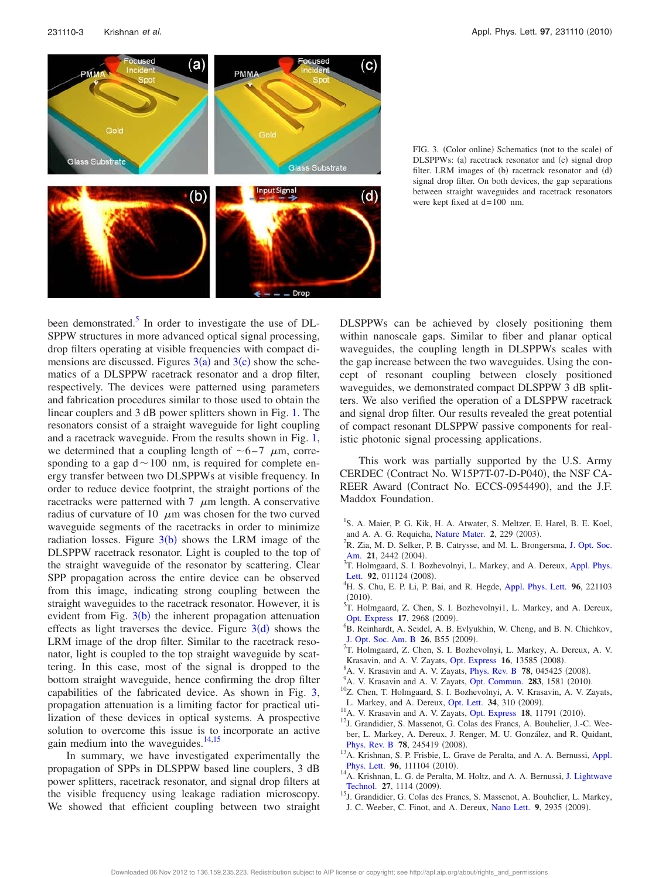FIG. 3. (Color online) Schematics (not to the scale) of DLSPPWs: (a) racetrack resonator and (c) signal drop filter. LRM images of (b) racetrack resonator and (d) signal drop filter. On both devices, the gap separations between straight waveguides and racetrack resonators were kept fixed at d=100 nm.

been demonstrated.[5] In order to investigate the use of DLSPPW structures in more advanced optical signal processing, drop filters operating at visible frequencies with compact dimensions are discussed. Figures 3(a) and 3(c) show the schematics of a DLSPPW racetrack resonator and a drop filter, respectively. The devices were patterned using parameters and fabrication procedures similar to those used to obtain the linear couplers and 3 dB power splitters shown in Fig. 1. The resonators consist of a straight waveguide for light coupling and a racetrack waveguide. From the results shown in Fig. 1, we determined that a coupling length of ∼6–7 $\mu$m, corresponding to a gap d∼100 nm, is required for complete energy transfer between two DLSPPWs at visible frequency. In order to reduce device footprint, the straight portions of the racetracks were patterned with 7 $\mu$m length. A conservative radius of curvature of 10 $\mu$m was chosen for the two curved waveguide segments of the racetracks in order to minimize radiation losses. Figure 3(b) shows the LRM image of the DLSPPW racetrack resonator. Light is coupled to the top of the straight waveguide of the resonator by scattering. Clear SPP propagation across the entire device can be observed from this image, indicating strong coupling between the straight waveguides to the racetrack resonator. However, it is evident from Fig. 3(b) the inherent propagation attenuation effects as light traverses the device. Figure 3(d) shows the LRM image of the drop filter. Similar to the racetrack resonator, light is coupled to the top straight waveguide by scattering. In this case, most of the signal is dropped to the bottom straight waveguide, hence confirming the drop filter capabilities of the fabricated device. As shown in Fig. 3, propagation attenuation is a limiting factor for practical utilization of these devices in optical systems. A prospective solution to overcome this issue is to incorporate an active gain medium into the waveguides.[14,15]

In summary, we have investigated experimentally the propagation of SPPs in DLSPPW based line couplers, 3 dB power splitters, racetrack resonator, and signal drop filters at the visible frequency using leakage radiation microscopy. We showed that efficient coupling between two straight DLSPPWs can be achieved by closely positioning them within nanoscale gaps. Similar to fiber and planar optical waveguides, the coupling length in DLSPPWs scales with the gap increase between the two waveguides. Using the concept of resonant coupling between closely positioned waveguides, we demonstrated compact DLSPPW 3 dB splitters. We also verified the operation of a DLSPPW racetrack and signal drop filter. Our results revealed the great potential of compact resonant DLSPPW passive components for realistic photonic signal processing applications.

This work was partially supported by the U.S. Army CERDEC (Contract No. W15P7T-07-D-P040), the NSF CAREER Award (Contract No. ECCS-0954490), and the J.F. Maddox Foundation.

[1] S. A. Maier, P. G. Kik, H. A. Atwater, S. Meltzer, E. Harel, B. E. Koel, and A. A. G. Requicha, Nature Mater. 2, 229 (2003).
[2] R. Zia, M. D. Selker, P. B. Catrysse, and M. L. Brongersma, J. Opt. Soc. Am. 21, 2442 (2004).
[3] T. Holmgaard, S. I. Bozhevolnyi, L. Markey, and A. Dereux, Appl. Phys. Lett. 92, 011124 (2008).
[4] H. S. Chu, E. P. Li, P. Bai, and R. Hegde, Appl. Phys. Lett. 96, 221103 (2010).
[5] T. Holmgaard, Z. Chen, S. I. Bozhevolnyi1, L. Markey, and A. Dereux, Opt. Express 17, 2968 (2009).
[6] B. Reinhardt, A. Seidel, A. B. Evlyukhin, W. Cheng, and B. N. Chichkov, J. Opt. Soc. Am. B 26, B55 (2009).
[7] T. Holmgaard, Z. Chen, S. I. Bozhevolnyi, L. Markey, A. Dereux, A. V. Krasavin, and A. V. Zayats, Opt. Express 16, 13585 (2008).
[8] A. V. Krasavin and A. V. Zayats, Phys. Rev. B 78, 045425 (2008).
[9] A. V. Krasavin and A. V. Zayats, Opt. Commun. 283, 1581 (2010).
[10] Z. Chen, T. Holmgaard, S. I. Bozhevolnyi, A. V. Krasavin, A. V. Zayats, L. Markey, and A. Dereux, Opt. Lett. 34, 310 (2009).
[11] A. V. Krasavin and A. V. Zayats, Opt. Express 18, 11791 (2010).
[12] J. Grandidier, S. Massenot, G. Colas des Francs, A. Bouhelier, J.-C. Weeber, L. Markey, A. Dereux, J. Renger, M. U. González, and R. Quidant, Phys. Rev. B 78, 245419 (2008).
[13] A. Krishnan, S. P. Frisbie, L. Grave de Peralta, and A. A. Bernussi, Appl. Phys. Lett. 96, 111104 (2010).
[14] A. Krishnan, L. G. de Peralta, M. Holtz, and A. A. Bernussi, J. Lightwave Technol. 27, 1114 (2009).
[15] J. Grandidier, G. Colas des Francs, S. Massenot, A. Bouhelier, L. Markey, J. C. Weeber, C. Finot, and A. Dereux, Nano Lett. 9, 2935 (2009).